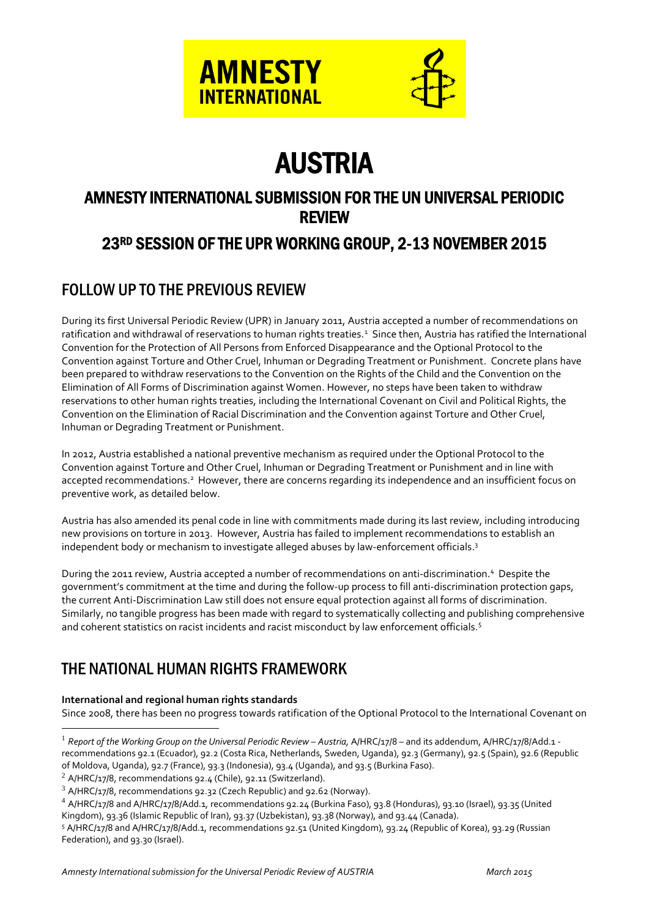AMNESTY INTERNATIONAL

# AUSTRIA

## AMNESTY INTERNATIONAL SUBMISSION FOR THE UN UNIVERSAL PERIODIC REVIEW

## 23RD SESSION OF THE UPR WORKING GROUP, 2-13 NOVEMBER 2015

## FOLLOW UP TO THE PREVIOUS REVIEW

During its first Universal Periodic Review (UPR) in January 2011, Austria accepted a number of recommendations on ratification and withdrawal of reservations to human rights treaties.[1] Since then, Austria has ratified the International Convention for the Protection of All Persons from Enforced Disappearance and the Optional Protocol to the Convention against Torture and Other Cruel, Inhuman or Degrading Treatment or Punishment. Concrete plans have been prepared to withdraw reservations to the Convention on the Rights of the Child and the Convention on the Elimination of All Forms of Discrimination against Women. However, no steps have been taken to withdraw reservations to other human rights treaties, including the International Covenant on Civil and Political Rights, the Convention on the Elimination of Racial Discrimination and the Convention against Torture and Other Cruel, Inhuman or Degrading Treatment or Punishment.

In 2012, Austria established a national preventive mechanism as required under the Optional Protocol to the Convention against Torture and Other Cruel, Inhuman or Degrading Treatment or Punishment and in line with accepted recommendations.[2] However, there are concerns regarding its independence and an insufficient focus on preventive work, as detailed below.

Austria has also amended its penal code in line with commitments made during its last review, including introducing new provisions on torture in 2013. However, Austria has failed to implement recommendations to establish an independent body or mechanism to investigate alleged abuses by law-enforcement officials.[3]

During the 2011 review, Austria accepted a number of recommendations on anti-discrimination.[4] Despite the government's commitment at the time and during the follow-up process to fill anti-discrimination protection gaps, the current Anti-Discrimination Law still does not ensure equal protection against all forms of discrimination. Similarly, no tangible progress has been made with regard to systematically collecting and publishing comprehensive and coherent statistics on racist incidents and racist misconduct by law enforcement officials.[5]

## THE NATIONAL HUMAN RIGHTS FRAMEWORK

**International and regional human rights standards**

Since 2008, there has been no progress towards ratification of the Optional Protocol to the International Covenant on

---

[1] *Report of the Working Group on the Universal Periodic Review – Austria,* A/HRC/17/8 – and its addendum, A/HRC/17/8/Add.1 - recommendations 92.1 (Ecuador), 92.2 (Costa Rica, Netherlands, Sweden, Uganda), 92.3 (Germany), 92.5 (Spain), 92.6 (Republic of Moldova, Uganda), 92.7 (France), 93.3 (Indonesia), 93.4 (Uganda), and 93.5 (Burkina Faso).

[2] A/HRC/17/8, recommendations 92.4 (Chile), 92.11 (Switzerland).

[3] A/HRC/17/8, recommendations 92.32 (Czech Republic) and 92.62 (Norway).

[4] A/HRC/17/8 and A/HRC/17/8/Add.1, recommendations 92.24 (Burkina Faso), 93.8 (Honduras), 93.10 (Israel), 93.35 (United Kingdom), 93.36 (Islamic Republic of Iran), 93.37 (Uzbekistan), 93.38 (Norway), and 93.44 (Canada).

[5] A/HRC/17/8 and A/HRC/17/8/Add.1, recommendations 92.51 (United Kingdom), 93.24 (Republic of Korea), 93.29 (Russian Federation), and 93.30 (Israel).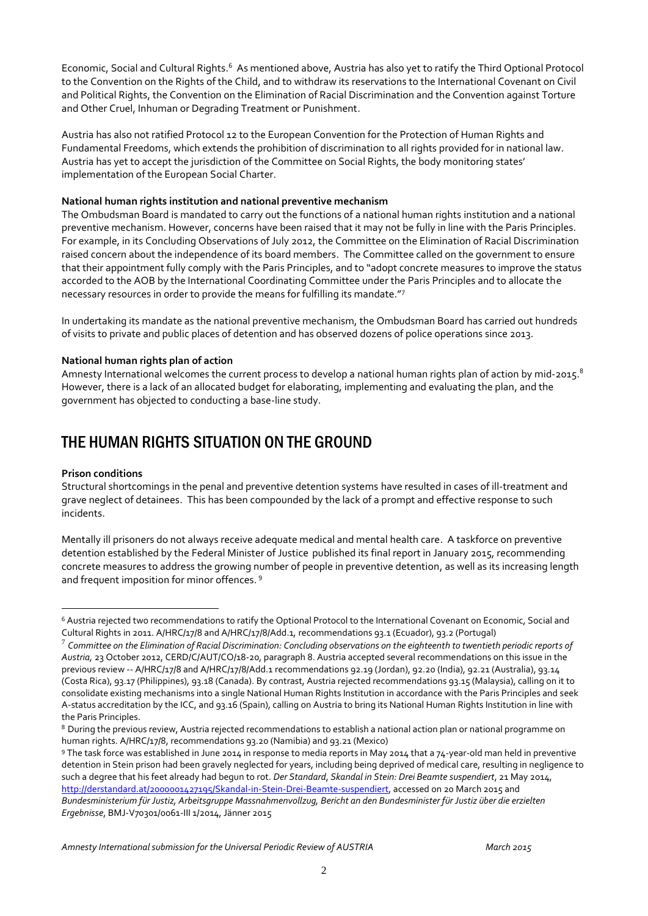Economic, Social and Cultural Rights.[6] As mentioned above, Austria has also yet to ratify the Third Optional Protocol to the Convention on the Rights of the Child, and to withdraw its reservations to the International Covenant on Civil and Political Rights, the Convention on the Elimination of Racial Discrimination and the Convention against Torture and Other Cruel, Inhuman or Degrading Treatment or Punishment.

Austria has also not ratified Protocol 12 to the European Convention for the Protection of Human Rights and Fundamental Freedoms, which extends the prohibition of discrimination to all rights provided for in national law. Austria has yet to accept the jurisdiction of the Committee on Social Rights, the body monitoring states' implementation of the European Social Charter.

**National human rights institution and national preventive mechanism**

The Ombudsman Board is mandated to carry out the functions of a national human rights institution and a national preventive mechanism. However, concerns have been raised that it may not be fully in line with the Paris Principles. For example, in its Concluding Observations of July 2012, the Committee on the Elimination of Racial Discrimination raised concern about the independence of its board members. The Committee called on the government to ensure that their appointment fully comply with the Paris Principles, and to "adopt concrete measures to improve the status accorded to the AOB by the International Coordinating Committee under the Paris Principles and to allocate the necessary resources in order to provide the means for fulfilling its mandate."[7]

In undertaking its mandate as the national preventive mechanism, the Ombudsman Board has carried out hundreds of visits to private and public places of detention and has observed dozens of police operations since 2013.

**National human rights plan of action**

Amnesty International welcomes the current process to develop a national human rights plan of action by mid-2015.[8] However, there is a lack of an allocated budget for elaborating, implementing and evaluating the plan, and the government has objected to conducting a base-line study.

## THE HUMAN RIGHTS SITUATION ON THE GROUND

**Prison conditions**

Structural shortcomings in the penal and preventive detention systems have resulted in cases of ill-treatment and grave neglect of detainees. This has been compounded by the lack of a prompt and effective response to such incidents.

Mentally ill prisoners do not always receive adequate medical and mental health care. A taskforce on preventive detention established by the Federal Minister of Justice published its final report in January 2015, recommending concrete measures to address the growing number of people in preventive detention, as well as its increasing length and frequent imposition for minor offences.[9]

---

[6] Austria rejected two recommendations to ratify the Optional Protocol to the International Covenant on Economic, Social and Cultural Rights in 2011. A/HRC/17/8 and A/HRC/17/8/Add.1, recommendations 93.1 (Ecuador), 93.2 (Portugal)

[7] *Committee on the Elimination of Racial Discrimination: Concluding observations on the eighteenth to twentieth periodic reports of Austria,* 23 October 2012, CERD/C/AUT/CO/18-20, paragraph 8. Austria accepted several recommendations on this issue in the previous review -- A/HRC/17/8 and A/HRC/17/8/Add.1 recommendations 92.19 (Jordan), 92.20 (India), 92.21 (Australia), 93.14 (Costa Rica), 93.17 (Philippines), 93.18 (Canada). By contrast, Austria rejected recommendations 93.15 (Malaysia), calling on it to consolidate existing mechanisms into a single National Human Rights Institution in accordance with the Paris Principles and seek A-status accreditation by the ICC, and 93.16 (Spain), calling on Austria to bring its National Human Rights Institution in line with the Paris Principles.

[8] During the previous review, Austria rejected recommendations to establish a national action plan or national programme on human rights. A/HRC/17/8, recommendations 93.20 (Namibia) and 93.21 (Mexico)

[9] The task force was established in June 2014 in response to media reports in May 2014 that a 74-year-old man held in preventive detention in Stein prison had been gravely neglected for years, including being deprived of medical care, resulting in negligence to such a degree that his feet already had begun to rot. *Der Standard*, *Skandal in Stein: Drei Beamte suspendiert*, 21 May 2014, http://derstandard.at/2000001427195/Skandal-in-Stein-Drei-Beamte-suspendiert, accessed on 20 March 2015 and *Bundesministerium für Justiz, Arbeitsgruppe Massnahmenvollzug, Bericht an den Bundesminister für Justiz über die erzielten Ergebnisse*, BMJ-V70301/0061-III 1/2014, Jänner 2015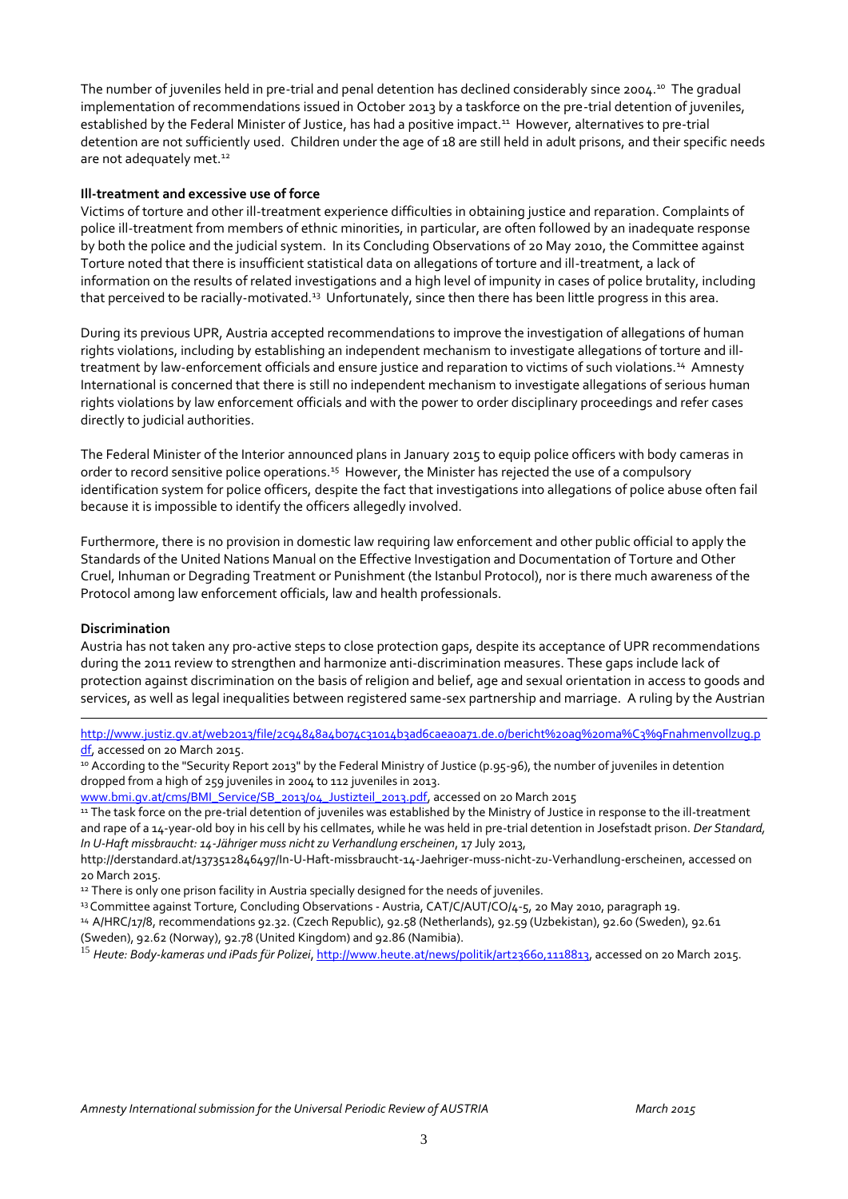The number of juveniles held in pre-trial and penal detention has declined considerably since 2004.[10] The gradual implementation of recommendations issued in October 2013 by a taskforce on the pre-trial detention of juveniles, established by the Federal Minister of Justice, has had a positive impact.[11] However, alternatives to pre-trial detention are not sufficiently used. Children under the age of 18 are still held in adult prisons, and their specific needs are not adequately met.[12]

**Ill-treatment and excessive use of force**

Victims of torture and other ill-treatment experience difficulties in obtaining justice and reparation. Complaints of police ill-treatment from members of ethnic minorities, in particular, are often followed by an inadequate response by both the police and the judicial system. In its Concluding Observations of 20 May 2010, the Committee against Torture noted that there is insufficient statistical data on allegations of torture and ill-treatment, a lack of information on the results of related investigations and a high level of impunity in cases of police brutality, including that perceived to be racially-motivated.[13] Unfortunately, since then there has been little progress in this area.

During its previous UPR, Austria accepted recommendations to improve the investigation of allegations of human rights violations, including by establishing an independent mechanism to investigate allegations of torture and ill-treatment by law-enforcement officials and ensure justice and reparation to victims of such violations.[14] Amnesty International is concerned that there is still no independent mechanism to investigate allegations of serious human rights violations by law enforcement officials and with the power to order disciplinary proceedings and refer cases directly to judicial authorities.

The Federal Minister of the Interior announced plans in January 2015 to equip police officers with body cameras in order to record sensitive police operations.[15] However, the Minister has rejected the use of a compulsory identification system for police officers, despite the fact that investigations into allegations of police abuse often fail because it is impossible to identify the officers allegedly involved.

Furthermore, there is no provision in domestic law requiring law enforcement and other public official to apply the Standards of the United Nations Manual on the Effective Investigation and Documentation of Torture and Other Cruel, Inhuman or Degrading Treatment or Punishment (the Istanbul Protocol), nor is there much awareness of the Protocol among law enforcement officials, law and health professionals.

**Discrimination**

Austria has not taken any pro-active steps to close protection gaps, despite its acceptance of UPR recommendations during the 2011 review to strengthen and harmonize anti-discrimination measures. These gaps include lack of protection against discrimination on the basis of religion and belief, age and sexual orientation in access to goods and services, as well as legal inequalities between registered same-sex partnership and marriage. A ruling by the Austrian

---

http://www.justiz.gv.at/web2013/file/2c94848a4b074c31014b3ad6caea0a71.de.0/bericht%20ag%20ma%C3%9Fnahmenvollzug.pdf, accessed on 20 March 2015.

[10] According to the "Security Report 2013" by the Federal Ministry of Justice (p.95-96), the number of juveniles in detention dropped from a high of 259 juveniles in 2004 to 112 juveniles in 2013.
www.bmi.gv.at/cms/BMI_Service/SB_2013/04_Justizteil_2013.pdf, accessed on 20 March 2015

[11] The task force on the pre-trial detention of juveniles was established by the Ministry of Justice in response to the ill-treatment and rape of a 14-year-old boy in his cell by his cellmates, while he was held in pre-trial detention in Josefstadt prison. *Der Standard, In U-Haft missbraucht: 14-Jähriger muss nicht zu Verhandlung erscheinen*, 17 July 2013,
http://derstandard.at/1373512846497/In-U-Haft-missbraucht-14-Jaehriger-muss-nicht-zu-Verhandlung-erscheinen, accessed on 20 March 2015.

[12] There is only one prison facility in Austria specially designed for the needs of juveniles.

[13] Committee against Torture, Concluding Observations - Austria, CAT/C/AUT/CO/4-5, 20 May 2010, paragraph 19.

[14] A/HRC/17/8, recommendations 92.32. (Czech Republic), 92.58 (Netherlands), 92.59 (Uzbekistan), 92.60 (Sweden), 92.61 (Sweden), 92.62 (Norway), 92.78 (United Kingdom) and 92.86 (Namibia).

[15] *Heute: Body-kameras und iPads für Polizei*, http://www.heute.at/news/politik/art23660,1118813, accessed on 20 March 2015.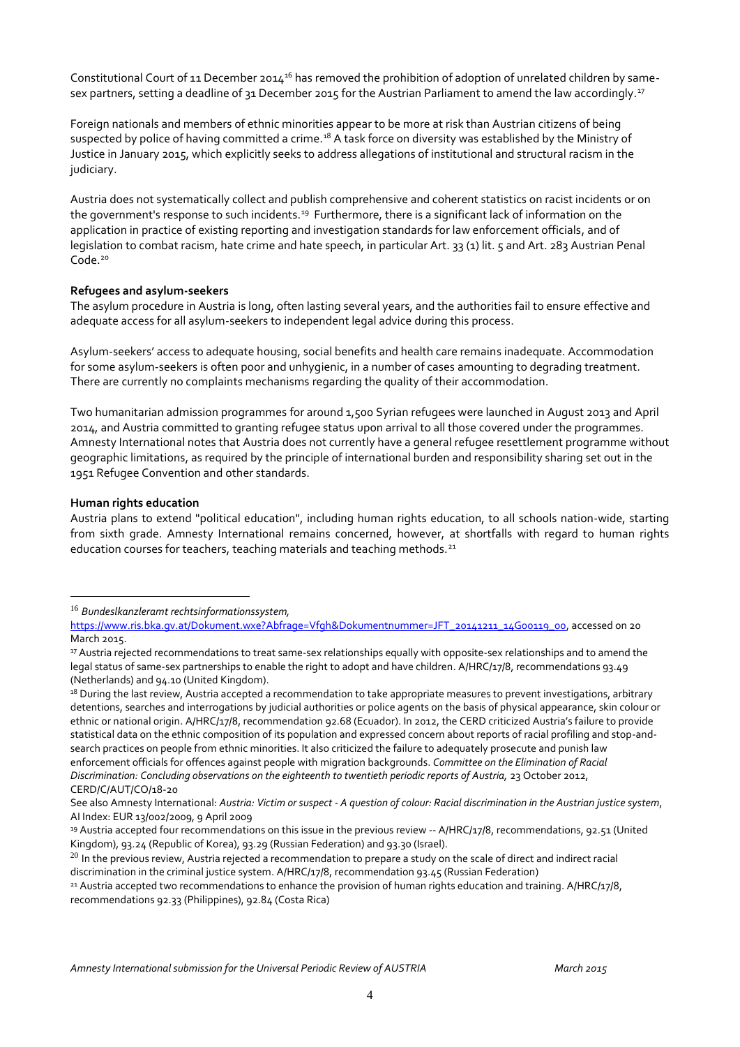Constitutional Court of 11 December 2014[16] has removed the prohibition of adoption of unrelated children by same-sex partners, setting a deadline of 31 December 2015 for the Austrian Parliament to amend the law accordingly.[17]

Foreign nationals and members of ethnic minorities appear to be more at risk than Austrian citizens of being suspected by police of having committed a crime.[18] A task force on diversity was established by the Ministry of Justice in January 2015, which explicitly seeks to address allegations of institutional and structural racism in the judiciary.

Austria does not systematically collect and publish comprehensive and coherent statistics on racist incidents or on the government's response to such incidents.[19] Furthermore, there is a significant lack of information on the application in practice of existing reporting and investigation standards for law enforcement officials, and of legislation to combat racism, hate crime and hate speech, in particular Art. 33 (1) lit. 5 and Art. 283 Austrian Penal Code.[20]

**Refugees and asylum-seekers**

The asylum procedure in Austria is long, often lasting several years, and the authorities fail to ensure effective and adequate access for all asylum-seekers to independent legal advice during this process.

Asylum-seekers' access to adequate housing, social benefits and health care remains inadequate. Accommodation for some asylum-seekers is often poor and unhygienic, in a number of cases amounting to degrading treatment. There are currently no complaints mechanisms regarding the quality of their accommodation.

Two humanitarian admission programmes for around 1,500 Syrian refugees were launched in August 2013 and April 2014, and Austria committed to granting refugee status upon arrival to all those covered under the programmes. Amnesty International notes that Austria does not currently have a general refugee resettlement programme without geographic limitations, as required by the principle of international burden and responsibility sharing set out in the 1951 Refugee Convention and other standards.

**Human rights education**

Austria plans to extend "political education", including human rights education, to all schools nation-wide, starting from sixth grade. Amnesty International remains concerned, however, at shortfalls with regard to human rights education courses for teachers, teaching materials and teaching methods.[21]

---

[16] *Bundeslkanzleramt rechtsinformationssystem,* https://www.ris.bka.gv.at/Dokument.wxe?Abfrage=Vfgh&Dokumentnummer=JFT_20141211_14G00119_00, accessed on 20 March 2015.

[17] Austria rejected recommendations to treat same-sex relationships equally with opposite-sex relationships and to amend the legal status of same-sex partnerships to enable the right to adopt and have children. A/HRC/17/8, recommendations 93.49 (Netherlands) and 94.10 (United Kingdom).

[18] During the last review, Austria accepted a recommendation to take appropriate measures to prevent investigations, arbitrary detentions, searches and interrogations by judicial authorities or police agents on the basis of physical appearance, skin colour or ethnic or national origin. A/HRC/17/8, recommendation 92.68 (Ecuador). In 2012, the CERD criticized Austria's failure to provide statistical data on the ethnic composition of its population and expressed concern about reports of racial profiling and stop-and-search practices on people from ethnic minorities. It also criticized the failure to adequately prosecute and punish law enforcement officials for offences against people with migration backgrounds. *Committee on the Elimination of Racial Discrimination: Concluding observations on the eighteenth to twentieth periodic reports of Austria,* 23 October 2012, CERD/C/AUT/CO/18-20

See also Amnesty International: *Austria: Victim or suspect - A question of colour: Racial discrimination in the Austrian justice system*, AI Index: EUR 13/002/2009, 9 April 2009

[19] Austria accepted four recommendations on this issue in the previous review -- A/HRC/17/8, recommendations, 92.51 (United Kingdom), 93.24 (Republic of Korea), 93.29 (Russian Federation) and 93.30 (Israel).

[20] In the previous review, Austria rejected a recommendation to prepare a study on the scale of direct and indirect racial discrimination in the criminal justice system. A/HRC/17/8, recommendation 93.45 (Russian Federation)

[21] Austria accepted two recommendations to enhance the provision of human rights education and training. A/HRC/17/8, recommendations 92.33 (Philippines), 92.84 (Costa Rica)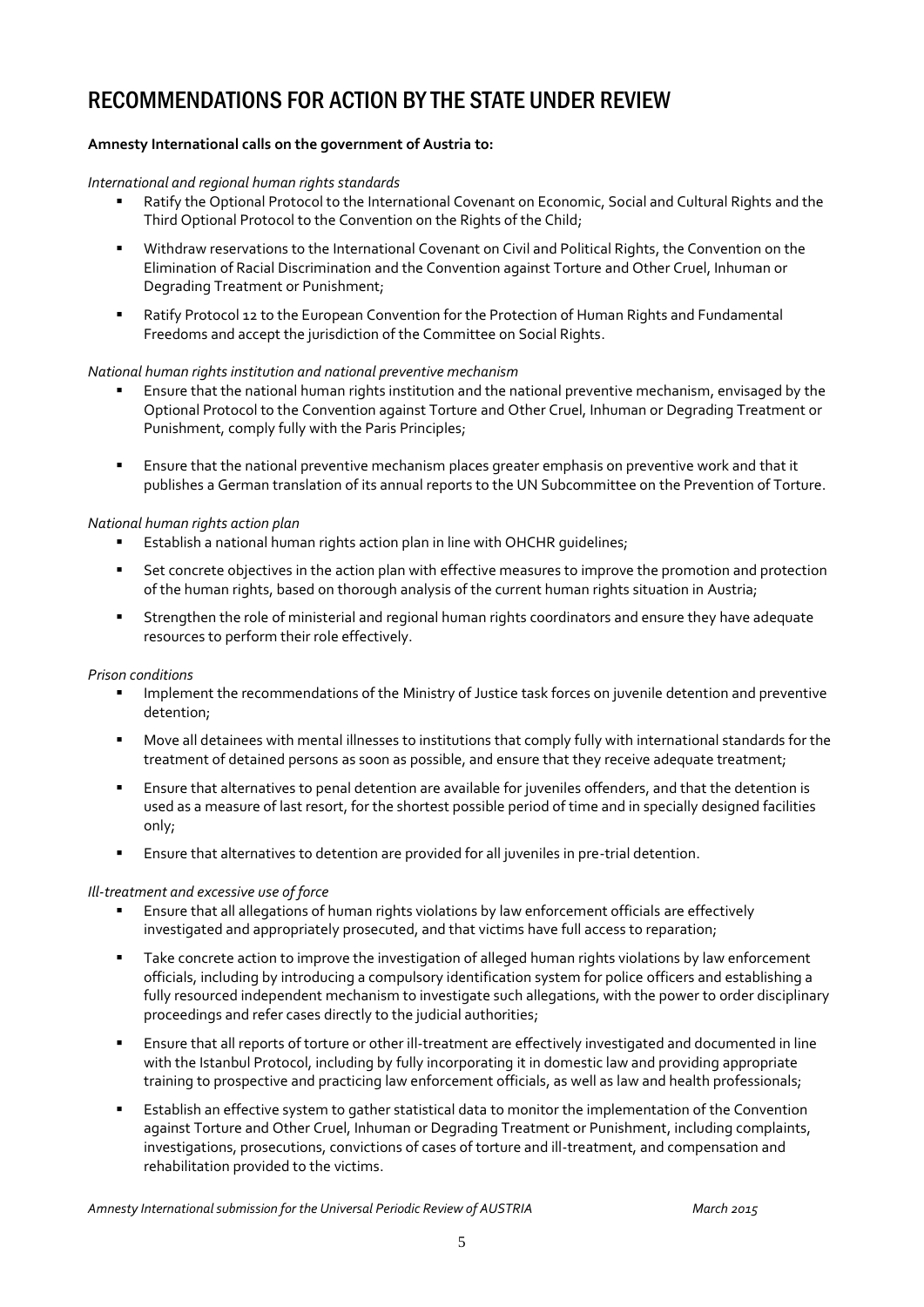# RECOMMENDATIONS FOR ACTION BY THE STATE UNDER REVIEW

**Amnesty International calls on the government of Austria to:**

*International and regional human rights standards*

- Ratify the Optional Protocol to the International Covenant on Economic, Social and Cultural Rights and the Third Optional Protocol to the Convention on the Rights of the Child;
- Withdraw reservations to the International Covenant on Civil and Political Rights, the Convention on the Elimination of Racial Discrimination and the Convention against Torture and Other Cruel, Inhuman or Degrading Treatment or Punishment;
- Ratify Protocol 12 to the European Convention for the Protection of Human Rights and Fundamental Freedoms and accept the jurisdiction of the Committee on Social Rights.

*National human rights institution and national preventive mechanism*

- Ensure that the national human rights institution and the national preventive mechanism, envisaged by the Optional Protocol to the Convention against Torture and Other Cruel, Inhuman or Degrading Treatment or Punishment, comply fully with the Paris Principles;
- Ensure that the national preventive mechanism places greater emphasis on preventive work and that it publishes a German translation of its annual reports to the UN Subcommittee on the Prevention of Torture.

*National human rights action plan*

- Establish a national human rights action plan in line with OHCHR guidelines;
- Set concrete objectives in the action plan with effective measures to improve the promotion and protection of the human rights, based on thorough analysis of the current human rights situation in Austria;
- Strengthen the role of ministerial and regional human rights coordinators and ensure they have adequate resources to perform their role effectively.

*Prison conditions*

- Implement the recommendations of the Ministry of Justice task forces on juvenile detention and preventive detention;
- Move all detainees with mental illnesses to institutions that comply fully with international standards for the treatment of detained persons as soon as possible, and ensure that they receive adequate treatment;
- Ensure that alternatives to penal detention are available for juveniles offenders, and that the detention is used as a measure of last resort, for the shortest possible period of time and in specially designed facilities only;
- Ensure that alternatives to detention are provided for all juveniles in pre-trial detention.

*Ill-treatment and excessive use of force*

- Ensure that all allegations of human rights violations by law enforcement officials are effectively investigated and appropriately prosecuted, and that victims have full access to reparation;
- Take concrete action to improve the investigation of alleged human rights violations by law enforcement officials, including by introducing a compulsory identification system for police officers and establishing a fully resourced independent mechanism to investigate such allegations, with the power to order disciplinary proceedings and refer cases directly to the judicial authorities;
- Ensure that all reports of torture or other ill-treatment are effectively investigated and documented in line with the Istanbul Protocol, including by fully incorporating it in domestic law and providing appropriate training to prospective and practicing law enforcement officials, as well as law and health professionals;
- Establish an effective system to gather statistical data to monitor the implementation of the Convention against Torture and Other Cruel, Inhuman or Degrading Treatment or Punishment, including complaints, investigations, prosecutions, convictions of cases of torture and ill-treatment, and compensation and rehabilitation provided to the victims.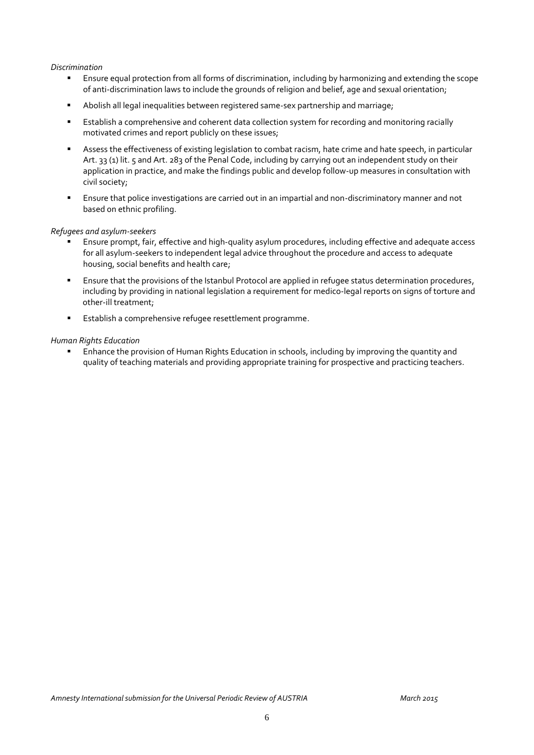*Discrimination*

- Ensure equal protection from all forms of discrimination, including by harmonizing and extending the scope of anti-discrimination laws to include the grounds of religion and belief, age and sexual orientation;
- Abolish all legal inequalities between registered same-sex partnership and marriage;
- Establish a comprehensive and coherent data collection system for recording and monitoring racially motivated crimes and report publicly on these issues;
- Assess the effectiveness of existing legislation to combat racism, hate crime and hate speech, in particular Art. 33 (1) lit. 5 and Art. 283 of the Penal Code, including by carrying out an independent study on their application in practice, and make the findings public and develop follow-up measures in consultation with civil society;
- Ensure that police investigations are carried out in an impartial and non-discriminatory manner and not based on ethnic profiling.

*Refugees and asylum-seekers*

- Ensure prompt, fair, effective and high-quality asylum procedures, including effective and adequate access for all asylum-seekers to independent legal advice throughout the procedure and access to adequate housing, social benefits and health care;
- Ensure that the provisions of the Istanbul Protocol are applied in refugee status determination procedures, including by providing in national legislation a requirement for medico-legal reports on signs of torture and other-ill treatment;
- Establish a comprehensive refugee resettlement programme.

*Human Rights Education*

- Enhance the provision of Human Rights Education in schools, including by improving the quantity and quality of teaching materials and providing appropriate training for prospective and practicing teachers.